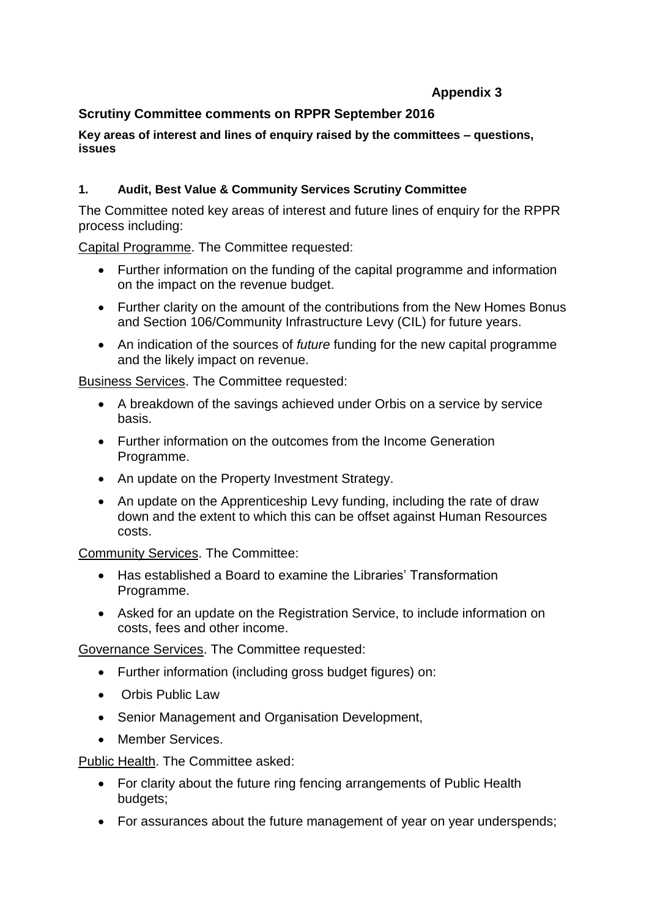**Appendix 3**

## Scrutiny Committee comments on RPPR September 2016

**Key areas of interest and lines of enquiry raised by the committees – questions, issues**

### 1. Audit, Best Value & Community Services Scrutiny Committee

The Committee noted key areas of interest and future lines of enquiry for the RPPR process including:

Capital Programme. The Committee requested:

- Further information on the funding of the capital programme and information on the impact on the revenue budget.
- Further clarity on the amount of the contributions from the New Homes Bonus and Section 106/Community Infrastructure Levy (CIL) for future years.
- An indication of the sources of *future* funding for the new capital programme and the likely impact on revenue.

Business Services. The Committee requested:

- A breakdown of the savings achieved under Orbis on a service by service basis.
- Further information on the outcomes from the Income Generation Programme.
- An update on the Property Investment Strategy.
- An update on the Apprenticeship Levy funding, including the rate of draw down and the extent to which this can be offset against Human Resources costs.

Community Services. The Committee:

- Has established a Board to examine the Libraries' Transformation Programme.
- Asked for an update on the Registration Service, to include information on costs, fees and other income.

Governance Services. The Committee requested:

- Further information (including gross budget figures) on:
- Orbis Public Law
- Senior Management and Organisation Development,
- Member Services.

Public Health. The Committee asked:

- For clarity about the future ring fencing arrangements of Public Health budgets;
- For assurances about the future management of year on year underspends;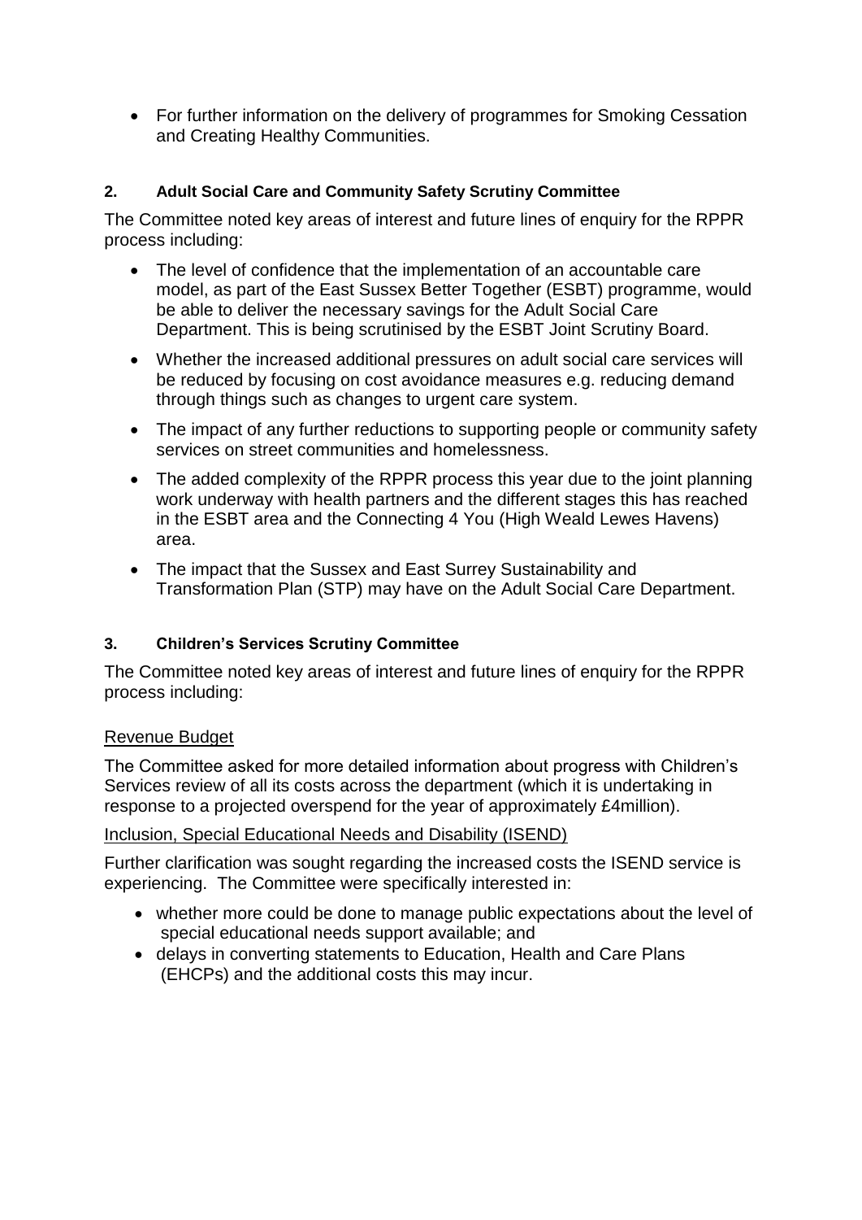- For further information on the delivery of programmes for Smoking Cessation and Creating Healthy Communities.

### 2. Adult Social Care and Community Safety Scrutiny Committee

The Committee noted key areas of interest and future lines of enquiry for the RPPR process including:

- The level of confidence that the implementation of an accountable care model, as part of the East Sussex Better Together (ESBT) programme, would be able to deliver the necessary savings for the Adult Social Care Department. This is being scrutinised by the ESBT Joint Scrutiny Board.
- Whether the increased additional pressures on adult social care services will be reduced by focusing on cost avoidance measures e.g. reducing demand through things such as changes to urgent care system.
- The impact of any further reductions to supporting people or community safety services on street communities and homelessness.
- The added complexity of the RPPR process this year due to the joint planning work underway with health partners and the different stages this has reached in the ESBT area and the Connecting 4 You (High Weald Lewes Havens) area.
- The impact that the Sussex and East Surrey Sustainability and Transformation Plan (STP) may have on the Adult Social Care Department.

### 3. Children's Services Scrutiny Committee

The Committee noted key areas of interest and future lines of enquiry for the RPPR process including:

Revenue Budget

The Committee asked for more detailed information about progress with Children's Services review of all its costs across the department (which it is undertaking in response to a projected overspend for the year of approximately £4million).

Inclusion, Special Educational Needs and Disability (ISEND)

Further clarification was sought regarding the increased costs the ISEND service is experiencing. The Committee were specifically interested in:

- whether more could be done to manage public expectations about the level of special educational needs support available; and
- delays in converting statements to Education, Health and Care Plans (EHCPs) and the additional costs this may incur.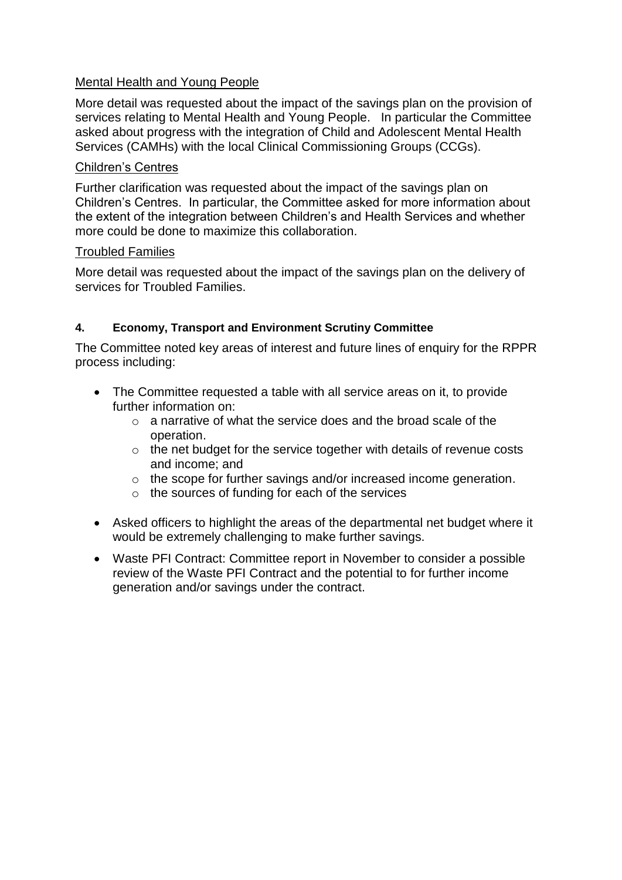Mental Health and Young People

More detail was requested about the impact of the savings plan on the provision of services relating to Mental Health and Young People. In particular the Committee asked about progress with the integration of Child and Adolescent Mental Health Services (CAMHs) with the local Clinical Commissioning Groups (CCGs).

Children's Centres

Further clarification was requested about the impact of the savings plan on Children's Centres. In particular, the Committee asked for more information about the extent of the integration between Children's and Health Services and whether more could be done to maximize this collaboration.

Troubled Families

More detail was requested about the impact of the savings plan on the delivery of services for Troubled Families.

## 4. Economy, Transport and Environment Scrutiny Committee

The Committee noted key areas of interest and future lines of enquiry for the RPPR process including:

- The Committee requested a table with all service areas on it, to provide further information on:
  - a narrative of what the service does and the broad scale of the operation.
  - the net budget for the service together with details of revenue costs and income; and
  - the scope for further savings and/or increased income generation.
  - the sources of funding for each of the services
- Asked officers to highlight the areas of the departmental net budget where it would be extremely challenging to make further savings.
- Waste PFI Contract: Committee report in November to consider a possible review of the Waste PFI Contract and the potential to for further income generation and/or savings under the contract.